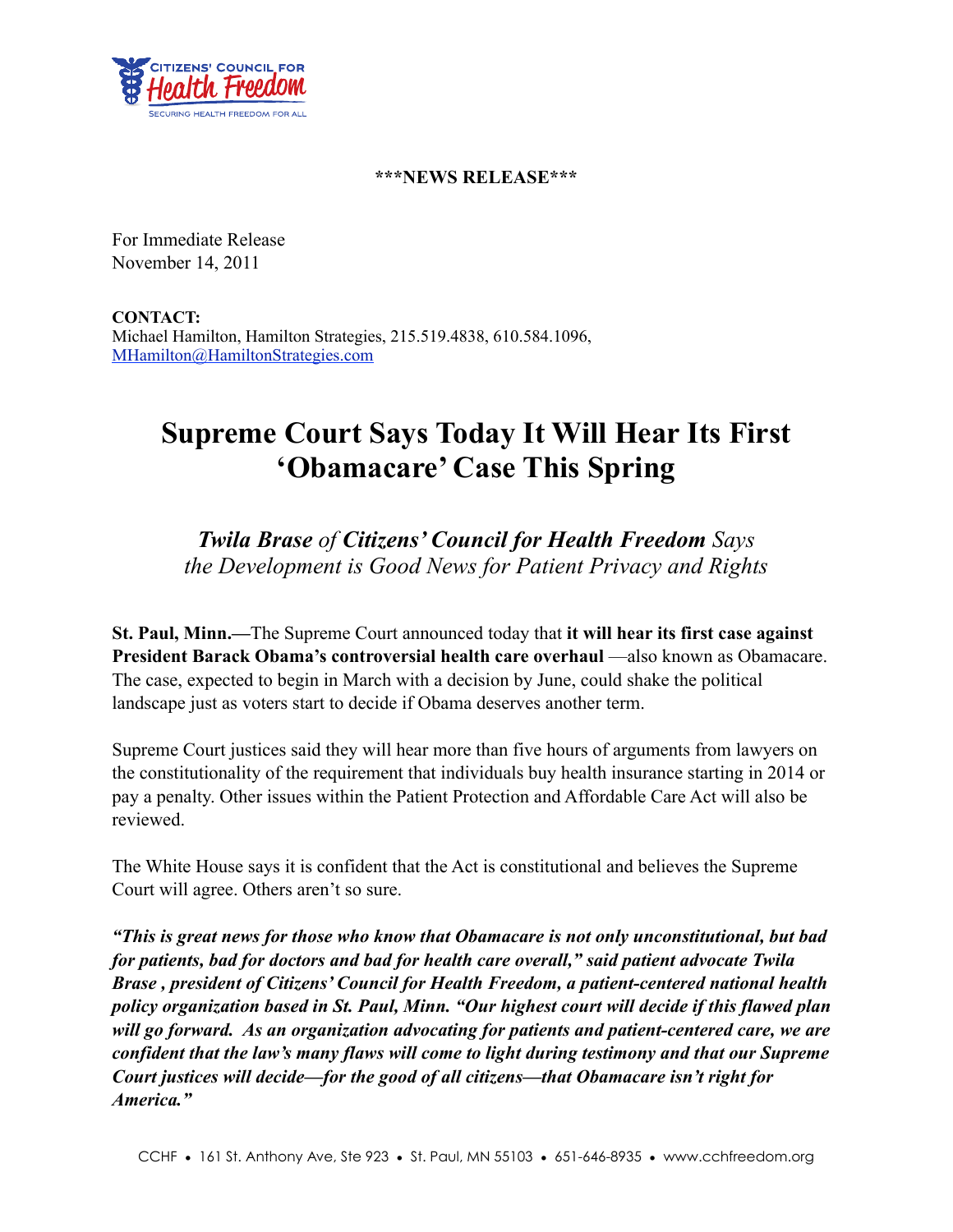CITIZENS' COUNCIL FOR
Health Freedom
SECURING HEALTH FREEDOM FOR ALL

**\*\*\*NEWS RELEASE\*\*\***

For Immediate Release
November 14, 2011

**CONTACT:**
Michael Hamilton, Hamilton Strategies, 215.519.4838, 610.584.1096, [MHamilton@HamiltonStrategies.com](mailto:MHamilton@HamiltonStrategies.com)

# Supreme Court Says Today It Will Hear Its First 'Obamacare' Case This Spring

## *Twila Brase of Citizens' Council for Health Freedom Says the Development is Good News for Patient Privacy and Rights*

**St. Paul, Minn.—**The Supreme Court announced today that **it will hear its first case against President Barack Obama's controversial health care overhaul** —also known as Obamacare. The case, expected to begin in March with a decision by June, could shake the political landscape just as voters start to decide if Obama deserves another term.

Supreme Court justices said they will hear more than five hours of arguments from lawyers on the constitutionality of the requirement that individuals buy health insurance starting in 2014 or pay a penalty. Other issues within the Patient Protection and Affordable Care Act will also be reviewed.

The White House says it is confident that the Act is constitutional and believes the Supreme Court will agree. Others aren't so sure.

***"This is great news for those who know that Obamacare is not only unconstitutional, but bad for patients, bad for doctors and bad for health care overall," said patient advocate Twila Brase , president of Citizens' Council for Health Freedom, a patient-centered national health policy organization based in St. Paul, Minn. "Our highest court will decide if this flawed plan will go forward. As an organization advocating for patients and patient-centered care, we are confident that the law's many flaws will come to light during testimony and that our Supreme Court justices will decide—for the good of all citizens—that Obamacare isn't right for America."***

CCHF • 161 St. Anthony Ave, Ste 923 • St. Paul, MN 55103 • 651-646-8935 • www.cchfreedom.org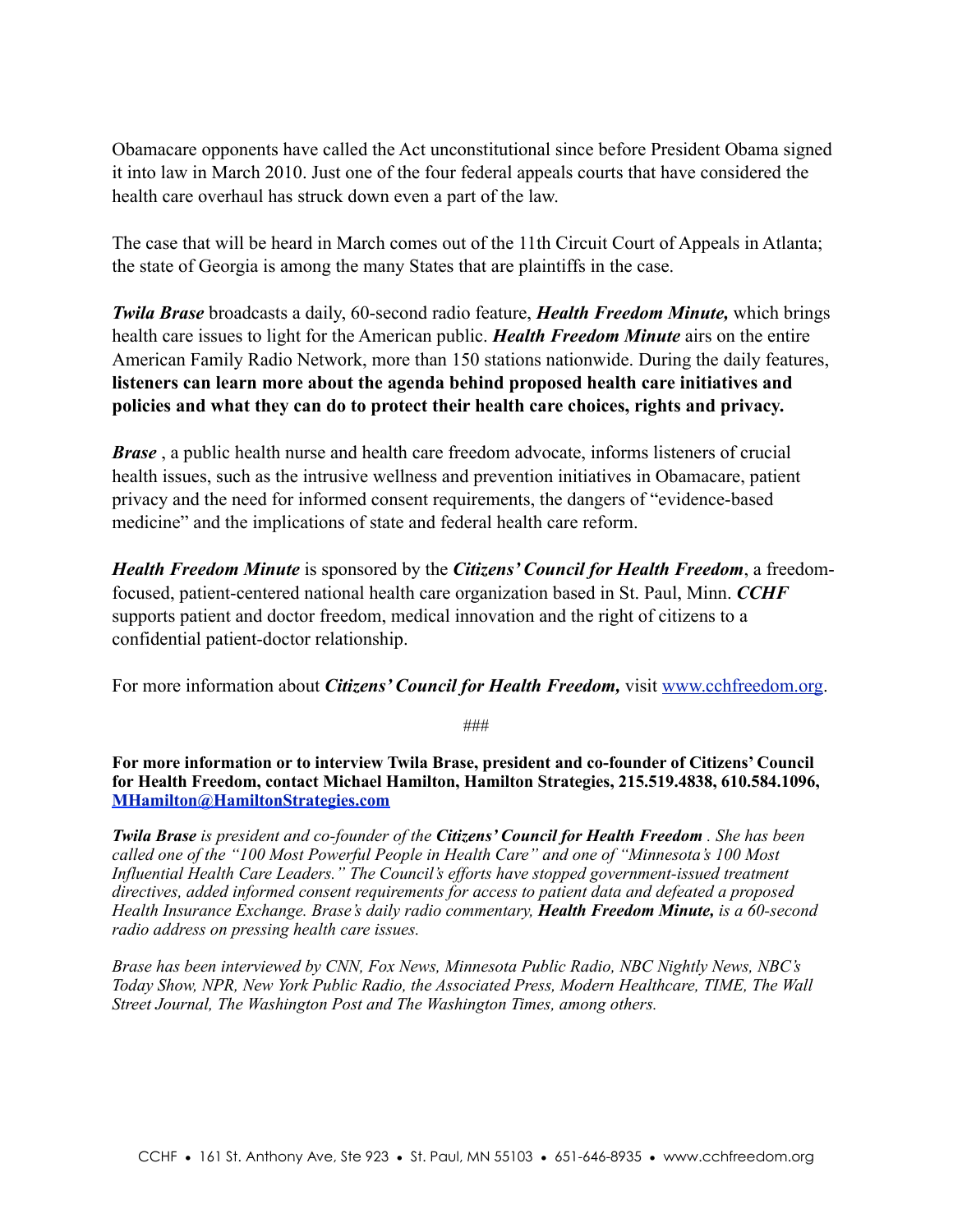Obamacare opponents have called the Act unconstitutional since before President Obama signed it into law in March 2010. Just one of the four federal appeals courts that have considered the health care overhaul has struck down even a part of the law.

The case that will be heard in March comes out of the 11th Circuit Court of Appeals in Atlanta; the state of Georgia is among the many States that are plaintiffs in the case.

***Twila Brase*** broadcasts a daily, 60-second radio feature, ***Health Freedom Minute,*** which brings health care issues to light for the American public. ***Health Freedom Minute*** airs on the entire American Family Radio Network, more than 150 stations nationwide. During the daily features, **listeners can learn more about the agenda behind proposed health care initiatives and policies and what they can do to protect their health care choices, rights and privacy.**

***Brase*** , a public health nurse and health care freedom advocate, informs listeners of crucial health issues, such as the intrusive wellness and prevention initiatives in Obamacare, patient privacy and the need for informed consent requirements, the dangers of "evidence-based medicine" and the implications of state and federal health care reform.

***Health Freedom Minute*** is sponsored by the ***Citizens' Council for Health Freedom***, a freedom-focused, patient-centered national health care organization based in St. Paul, Minn. ***CCHF*** supports patient and doctor freedom, medical innovation and the right of citizens to a confidential patient-doctor relationship.

For more information about ***Citizens' Council for Health Freedom,*** visit www.cchfreedom.org.

###

**For more information or to interview Twila Brase, president and co-founder of Citizens' Council for Health Freedom, contact Michael Hamilton, Hamilton Strategies, 215.519.4838, 610.584.1096, MHamilton@HamiltonStrategies.com**

***Twila Brase*** *is president and co-founder of the* ***Citizens' Council for Health Freedom*** *. She has been called one of the "100 Most Powerful People in Health Care" and one of "Minnesota's 100 Most Influential Health Care Leaders." The Council's efforts have stopped government-issued treatment directives, added informed consent requirements for access to patient data and defeated a proposed Health Insurance Exchange. Brase's daily radio commentary,* ***Health Freedom Minute,*** *is a 60-second radio address on pressing health care issues.*

*Brase has been interviewed by CNN, Fox News, Minnesota Public Radio, NBC Nightly News, NBC's Today Show, NPR, New York Public Radio, the Associated Press, Modern Healthcare, TIME, The Wall Street Journal, The Washington Post and The Washington Times, among others.*